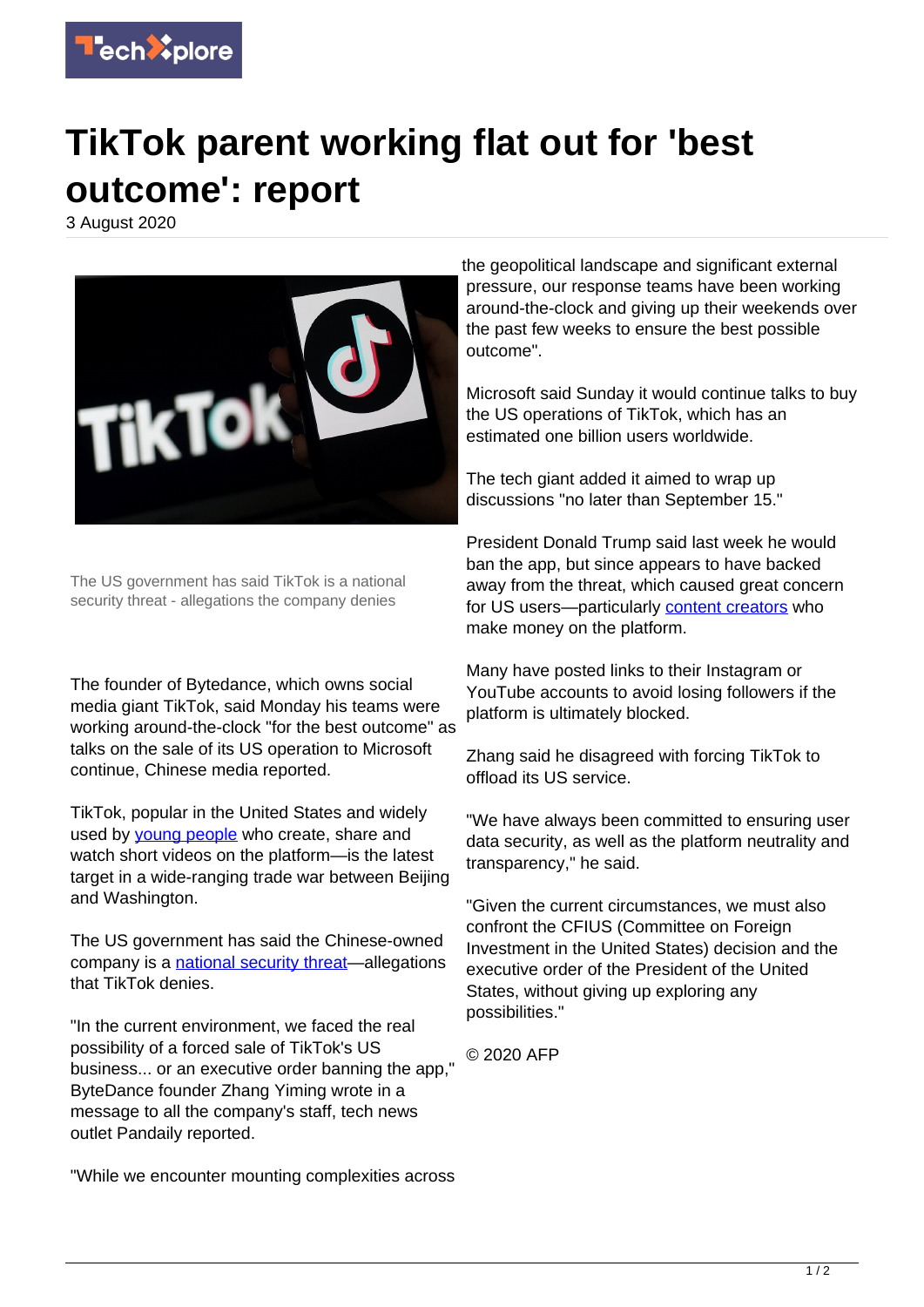# TikTok parent working flat out for 'best outcome': report

3 August 2020

The US government has said TikTok is a national security threat - allegations the company denies

The founder of Bytedance, which owns social media giant TikTok, said Monday his teams were working around-the-clock "for the best outcome" as talks on the sale of its US operation to Microsoft continue, Chinese media reported.

TikTok, popular in the United States and widely used by young people who create, share and watch short videos on the platform—is the latest target in a wide-ranging trade war between Beijing and Washington.

The US government has said the Chinese-owned company is a national security threat—allegations that TikTok denies.

"In the current environment, we faced the real possibility of a forced sale of TikTok's US business... or an executive order banning the app," ByteDance founder Zhang Yiming wrote in a message to all the company's staff, tech news outlet Pandaily reported.

"While we encounter mounting complexities across the geopolitical landscape and significant external pressure, our response teams have been working around-the-clock and giving up their weekends over the past few weeks to ensure the best possible outcome".

Microsoft said Sunday it would continue talks to buy the US operations of TikTok, which has an estimated one billion users worldwide.

The tech giant added it aimed to wrap up discussions "no later than September 15."

President Donald Trump said last week he would ban the app, but since appears to have backed away from the threat, which caused great concern for US users—particularly content creators who make money on the platform.

Many have posted links to their Instagram or YouTube accounts to avoid losing followers if the platform is ultimately blocked.

Zhang said he disagreed with forcing TikTok to offload its US service.

"We have always been committed to ensuring user data security, as well as the platform neutrality and transparency," he said.

"Given the current circumstances, we must also confront the CFIUS (Committee on Foreign Investment in the United States) decision and the executive order of the President of the United States, without giving up exploring any possibilities."

© 2020 AFP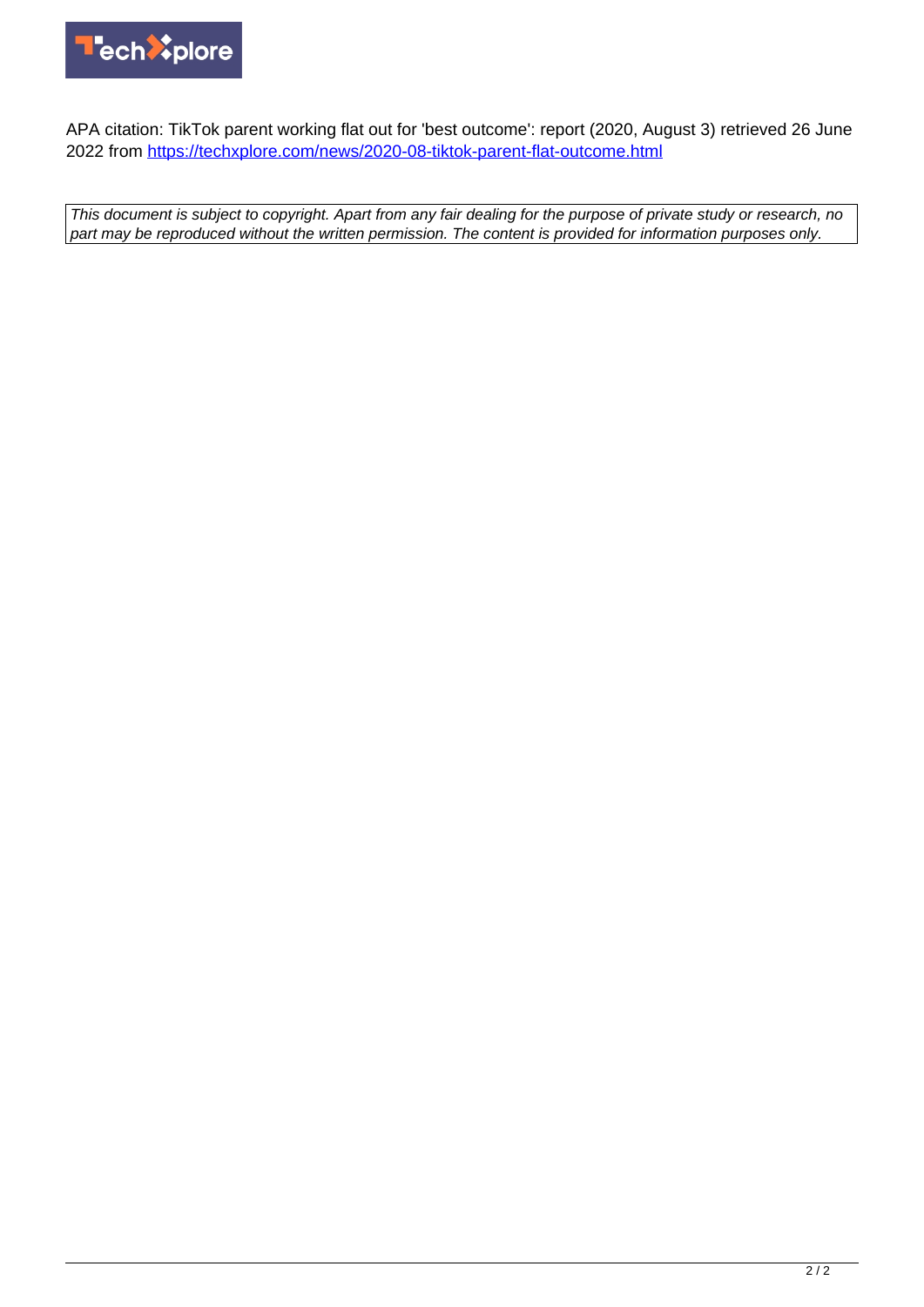APA citation: TikTok parent working flat out for 'best outcome': report (2020, August 3) retrieved 26 June 2022 from https://techxplore.com/news/2020-08-tiktok-parent-flat-outcome.html

*This document is subject to copyright. Apart from any fair dealing for the purpose of private study or research, no part may be reproduced without the written permission. The content is provided for information purposes only.*